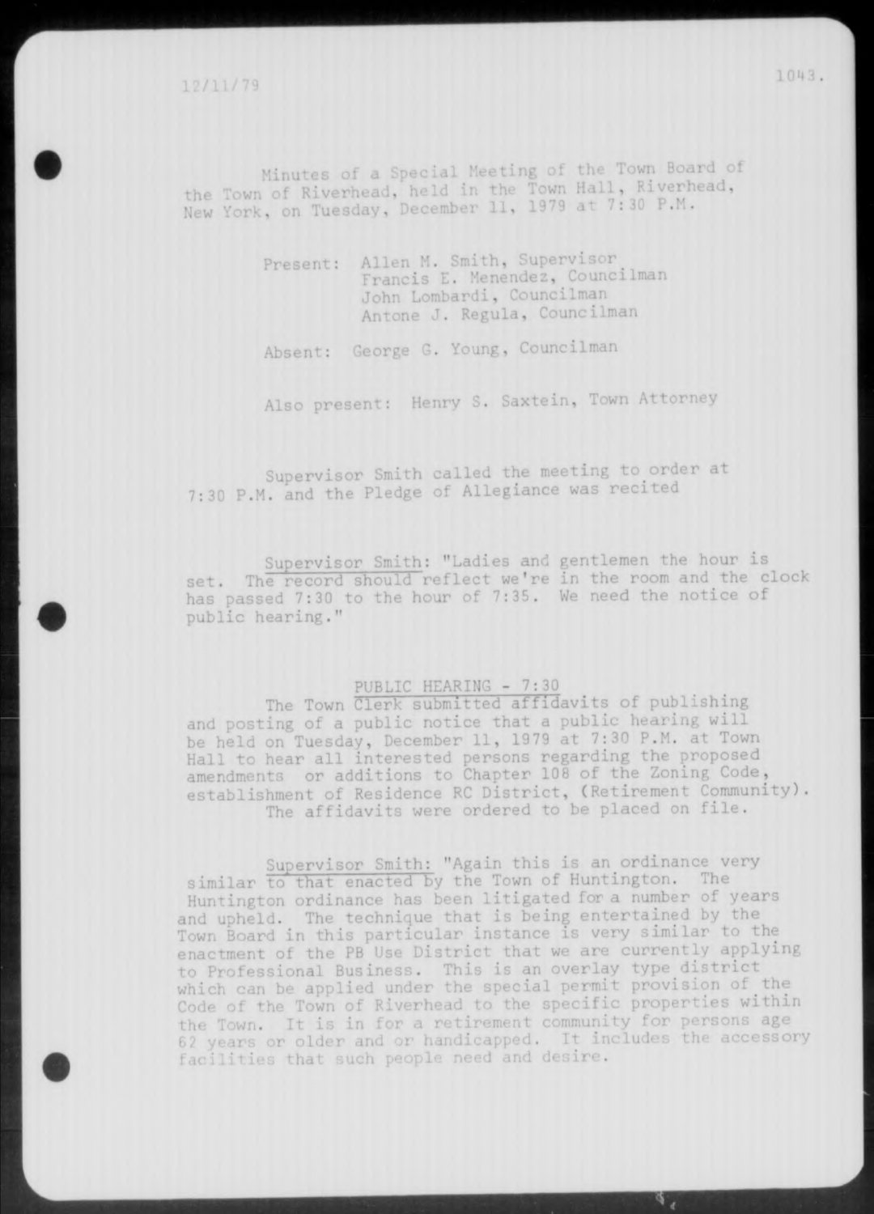Minutes of a Special Meeting of the Town Board of the Town of Riverhead, held in the Town Hall, Riverhead, New York, on Tuesday, December 11, 1979 at 7:30 P.M.

Present: Allen M. Smith, Supervisor
Francis E. Menendez, Councilman
John Lombardi, Councilman
Antone J. Regula, Councilman

Absent: George G. Young, Councilman

Also present: Henry S. Saxtein, Town Attorney

Supervisor Smith called the meeting to order at 7:30 P.M. and the Pledge of Allegiance was recited

Supervisor Smith: "Ladies and gentlemen the hour is set. The record should reflect we're in the room and the clock has passed 7:30 to the hour of 7:35. We need the notice of public hearing."

PUBLIC HEARING - 7:30

The Town Clerk submitted affidavits of publishing and posting of a public notice that a public hearing will be held on Tuesday, December 11, 1979 at 7:30 P.M. at Town Hall to hear all interested persons regarding the proposed amendments or additions to Chapter 108 of the Zoning Code, establishment of Residence RC District, (Retirement Community). The affidavits were ordered to be placed on file.

Supervisor Smith: "Again this is an ordinance very similar to that enacted by the Town of Huntington. The Huntington ordinance has been litigated for a number of years and upheld. The technique that is being entertained by the Town Board in this particular instance is very similar to the enactment of the PB Use District that we are currently applying to Professional Business. This is an overlay type district which can be applied under the special permit provision of the Code of the Town of Riverhead to the specific properties within the Town. It is in for a retirement community for persons age 62 years or older and or handicapped. It includes the accessory facilities that such people need and desire.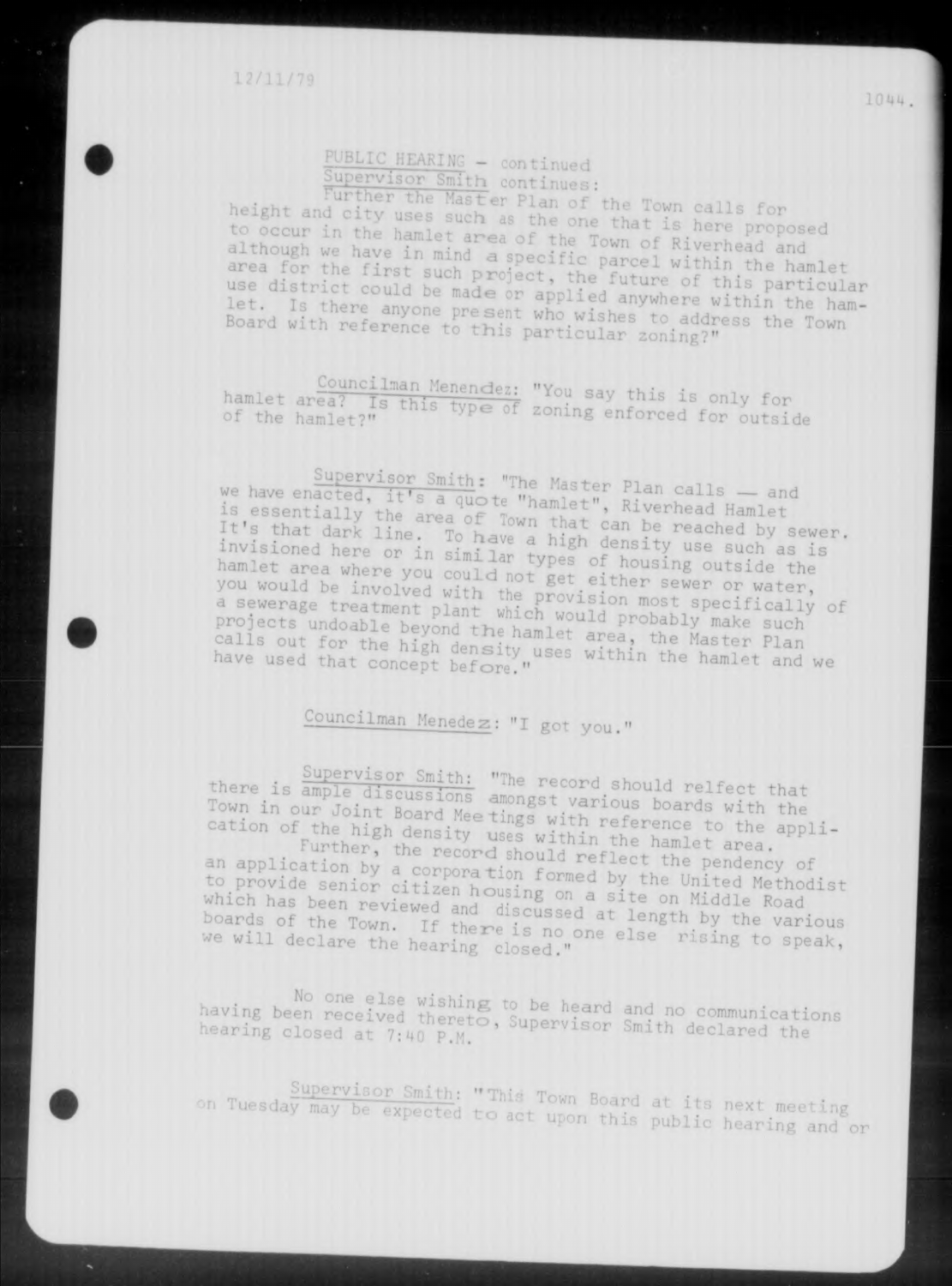PUBLIC HEARING - continued

Supervisor Smith continues:

Further the Master Plan of the Town calls for height and city uses such as the one that is here proposed to occur in the hamlet area of the Town of Riverhead and although we have in mind a specific parcel within the hamlet area for the first such project, the future of this particular use district could be made or applied anywhere within the hamlet. Is there anyone present who wishes to address the Town Board with reference to this particular zoning?"

Councilman Menendez: "You say this is only for hamlet area? Is this type of zoning enforced for outside of the hamlet?"

Supervisor Smith: "The Master Plan calls — and we have enacted, it's a quote "hamlet", Riverhead Hamlet is essentially the area of Town that can be reached by sewer. It's that dark line. To have a high density use such as is invisioned here or in similar types of housing outside the hamlet area where you could not get either sewer or water, you would be involved with the provision most specifically of a sewerage treatment plant which would probably make such projects undoable beyond the hamlet area, the Master Plan calls out for the high density uses within the hamlet and we have used that concept before."

Councilman Menedez: "I got you."

Supervisor Smith: "The record should relfect that there is ample discussions amongst various boards with the Town in our Joint Board Meetings with reference to the application of the high density uses within the hamlet area.

Further, the record should reflect the pendency of an application by a corporation formed by the United Methodist to provide senior citizen housing on a site on Middle Road which has been reviewed and discussed at length by the various boards of the Town. If there is no one else rising to speak, we will declare the hearing closed."

No one else wishing to be heard and no communications having been received thereto, Supervisor Smith declared the hearing closed at 7:40 P.M.

Supervisor Smith: "This Town Board at its next meeting on Tuesday may be expected to act upon this public hearing and or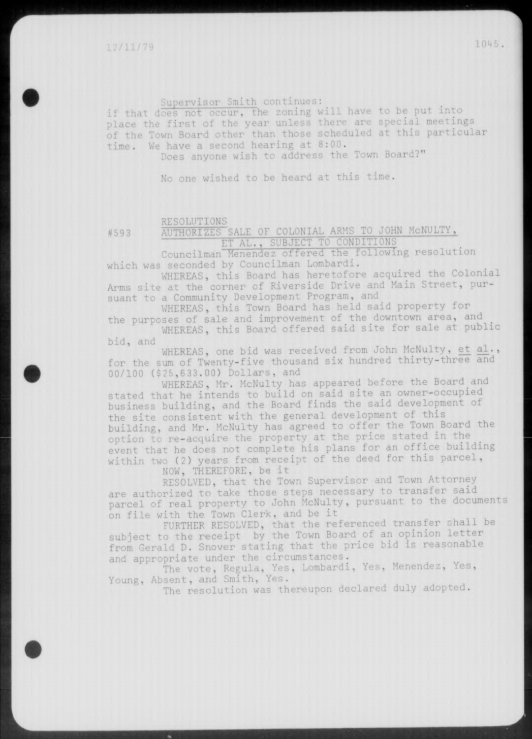Supervisor Smith continues:
if that does not occur, the zoning will have to be put into place the first of the year unless there are special meetings of the Town Board other than those scheduled at this particular time. We have a second hearing at 8:00.
Does anyone wish to address the Town Board?"

No one wished to be heard at this time.

RESOLUTIONS

#593 AUTHORIZES SALE OF COLONIAL ARMS TO JOHN McNULTY, ET AL., SUBJECT TO CONDITIONS

Councilman Menendez offered the following resolution which was seconded by Councilman Lombardi.

WHEREAS, this Board has heretofore acquired the Colonial Arms site at the corner of Riverside Drive and Main Street, pursuant to a Community Development Program, and

WHEREAS, this Town Board has held said property for the purposes of sale and improvement of the downtown area, and

WHEREAS, this Board offered said site for sale at public bid, and

WHEREAS, one bid was received from John McNulty, et al., for the sum of Twenty-five thousand six hundred thirty-three and 00/100 ($25,633.00) Dollars, and

WHEREAS, Mr. McNulty has appeared before the Board and stated that he intends to build on said site an owner-occupied business building, and the Board finds the said development of the site consistent with the general development of this building, and Mr. McNulty has agreed to offer the Town Board the option to re-acquire the property at the price stated in the event that he does not complete his plans for an office building within two (2) years from receipt of the deed for this parcel,

NOW, THEREFORE, be it

RESOLVED, that the Town Supervisor and Town Attorney are authorized to take those steps necessary to transfer said parcel of real property to John McNulty, pursuant to the documents on file with the Town Clerk, and be it

FURTHER RESOLVED, that the referenced transfer shall be subject to the receipt by the Town Board of an opinion letter from Gerald D. Snover stating that the price bid is reasonable and appropriate under the circumstances.

The vote, Regula, Yes, Lombardi, Yes, Menendez, Yes, Young, Absent, and Smith, Yes.

The resolution was thereupon declared duly adopted.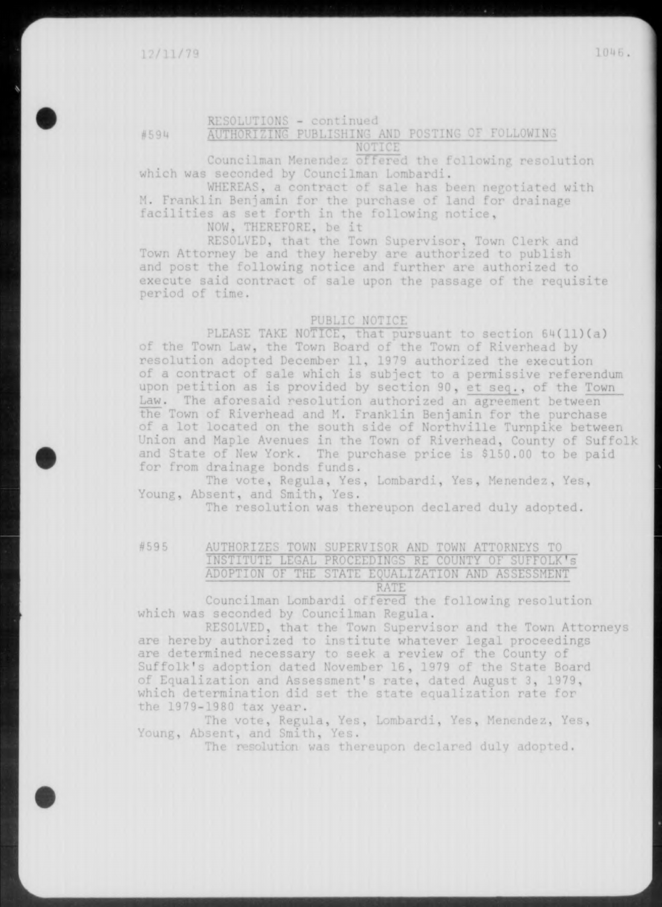RESOLUTIONS - continued

#594 AUTHORIZING PUBLISHING AND POSTING OF FOLLOWING NOTICE

Councilman Menendez offered the following resolution which was seconded by Councilman Lombardi.

WHEREAS, a contract of sale has been negotiated with M. Franklin Benjamin for the purchase of land for drainage facilities as set forth in the following notice,

NOW, THEREFORE, be it

RESOLVED, that the Town Supervisor, Town Clerk and Town Attorney be and they hereby are authorized to publish and post the following notice and further are authorized to execute said contract of sale upon the passage of the requisite period of time.

PUBLIC NOTICE

PLEASE TAKE NOTICE, that pursuant to section 64(11)(a) of the Town Law, the Town Board of the Town of Riverhead by resolution adopted December 11, 1979 authorized the execution of a contract of sale which is subject to a permissive referendum upon petition as is provided by section 90, et seq., of the Town Law. The aforesaid resolution authorized an agreement between the Town of Riverhead and M. Franklin Benjamin for the purchase of a lot located on the south side of Northville Turnpike between Union and Maple Avenues in the Town of Riverhead, County of Suffolk and State of New York. The purchase price is $150.00 to be paid for from drainage bonds funds.

The vote, Regula, Yes, Lombardi, Yes, Menendez, Yes, Young, Absent, and Smith, Yes.

The resolution was thereupon declared duly adopted.

#595 AUTHORIZES TOWN SUPERVISOR AND TOWN ATTORNEYS TO INSTITUTE LEGAL PROCEEDINGS RE COUNTY OF SUFFOLK's ADOPTION OF THE STATE EQUALIZATION AND ASSESSMENT RATE

Councilman Lombardi offered the following resolution which was seconded by Councilman Regula.

RESOLVED, that the Town Supervisor and the Town Attorneys are hereby authorized to institute whatever legal proceedings are determined necessary to seek a review of the County of Suffolk's adoption dated November 16, 1979 of the State Board of Equalization and Assessment's rate, dated August 3, 1979, which determination did set the state equalization rate for the 1979-1980 tax year.

The vote, Regula, Yes, Lombardi, Yes, Menendez, Yes, Young, Absent, and Smith, Yes.

The resolution was thereupon declared duly adopted.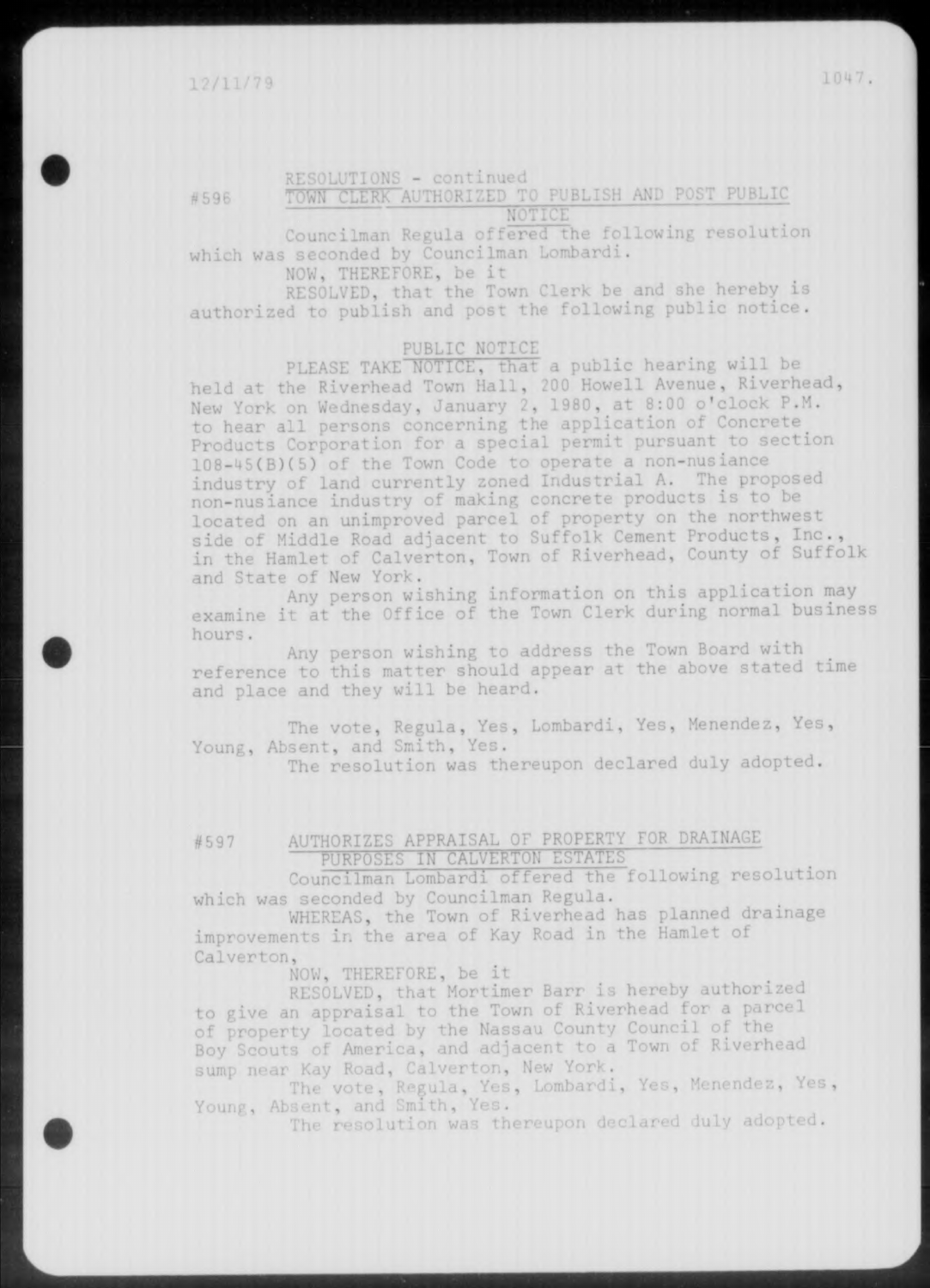RESOLUTIONS - continued

#596 TOWN CLERK AUTHORIZED TO PUBLISH AND POST PUBLIC NOTICE

Councilman Regula offered the following resolution which was seconded by Councilman Lombardi.

NOW, THEREFORE, be it

RESOLVED, that the Town Clerk be and she hereby is authorized to publish and post the following public notice.

PUBLIC NOTICE

PLEASE TAKE NOTICE, that a public hearing will be held at the Riverhead Town Hall, 200 Howell Avenue, Riverhead, New York on Wednesday, January 2, 1980, at 8:00 o'clock P.M. to hear all persons concerning the application of Concrete Products Corporation for a special permit pursuant to section 108-45(B)(5) of the Town Code to operate a non-nusiance industry of land currently zoned Industrial A. The proposed non-nusiance industry of making concrete products is to be located on an unimproved parcel of property on the northwest side of Middle Road adjacent to Suffolk Cement Products, Inc., in the Hamlet of Calverton, Town of Riverhead, County of Suffolk and State of New York.

Any person wishing information on this application may examine it at the Office of the Town Clerk during normal business hours.

Any person wishing to address the Town Board with reference to this matter should appear at the above stated time and place and they will be heard.

The vote, Regula, Yes, Lombardi, Yes, Menendez, Yes, Young, Absent, and Smith, Yes.

The resolution was thereupon declared duly adopted.

#597 AUTHORIZES APPRAISAL OF PROPERTY FOR DRAINAGE PURPOSES IN CALVERTON ESTATES

Councilman Lombardi offered the following resolution which was seconded by Councilman Regula.

WHEREAS, the Town of Riverhead has planned drainage improvements in the area of Kay Road in the Hamlet of Calverton,

NOW, THEREFORE, be it

RESOLVED, that Mortimer Barr is hereby authorized to give an appraisal to the Town of Riverhead for a parcel of property located by the Nassau County Council of the Boy Scouts of America, and adjacent to a Town of Riverhead sump near Kay Road, Calverton, New York.

The vote, Regula, Yes, Lombardi, Yes, Menendez, Yes, Young, Absent, and Smith, Yes.

The resolution was thereupon declared duly adopted.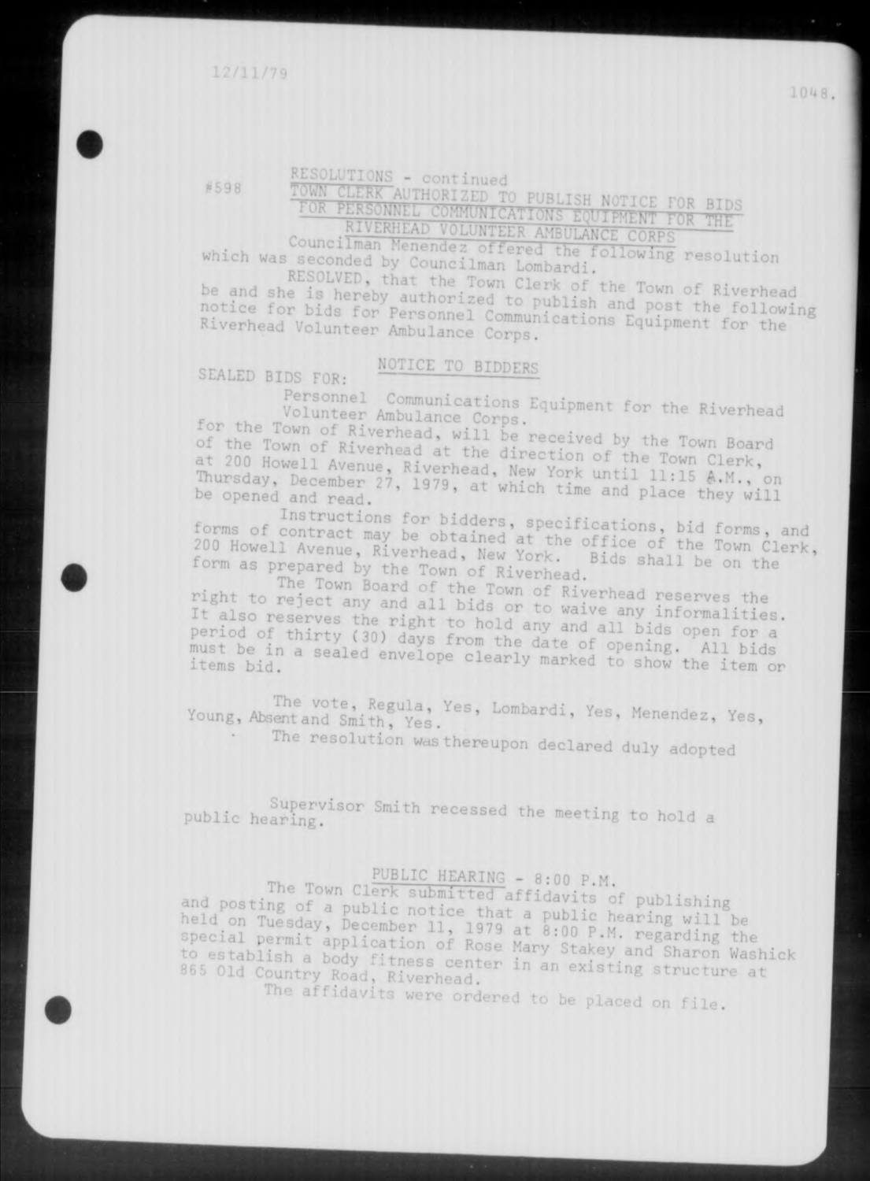12/11/79

RESOLUTIONS - continued

#598 TOWN CLERK AUTHORIZED TO PUBLISH NOTICE FOR BIDS FOR PERSONNEL COMMUNICATIONS EQUIPMENT FOR THE RIVERHEAD VOLUNTEER AMBULANCE CORPS

Councilman Menendez offered the following resolution which was seconded by Councilman Lombardi.

RESOLVED, that the Town Clerk of the Town of Riverhead be and she is hereby authorized to publish and post the following notice for bids for Personnel Communications Equipment for the Riverhead Volunteer Ambulance Corps.

NOTICE TO BIDDERS

SEALED BIDS FOR:

Personnel Communications Equipment for the Riverhead Volunteer Ambulance Corps.

for the Town of Riverhead, will be received by the Town Board of the Town of Riverhead at the direction of the Town Clerk, at 200 Howell Avenue, Riverhead, New York until 11:15 A.M., on Thursday, December 27, 1979, at which time and place they will be opened and read.

Instructions for bidders, specifications, bid forms, and forms of contract may be obtained at the office of the Town Clerk, 200 Howell Avenue, Riverhead, New York. Bids shall be on the form as prepared by the Town of Riverhead.

The Town Board of the Town of Riverhead reserves the right to reject any and all bids or to waive any informalities. It also reserves the right to hold any and all bids open for a period of thirty (30) days from the date of opening. All bids must be in a sealed envelope clearly marked to show the item or items bid.

The vote, Regula, Yes, Lombardi, Yes, Menendez, Yes, Young, Absent and Smith, Yes.

The resolution was thereupon declared duly adopted

Supervisor Smith recessed the meeting to hold a public hearing.

PUBLIC HEARING - 8:00 P.M.

The Town Clerk submitted affidavits of publishing and posting of a public notice that a public hearing will be held on Tuesday, December 11, 1979 at 8:00 P.M. regarding the special permit application of Rose Mary Stakey and Sharon Washick to establish a body fitness center in an existing structure at 865 Old Country Road, Riverhead.

The affidavits were ordered to be placed on file.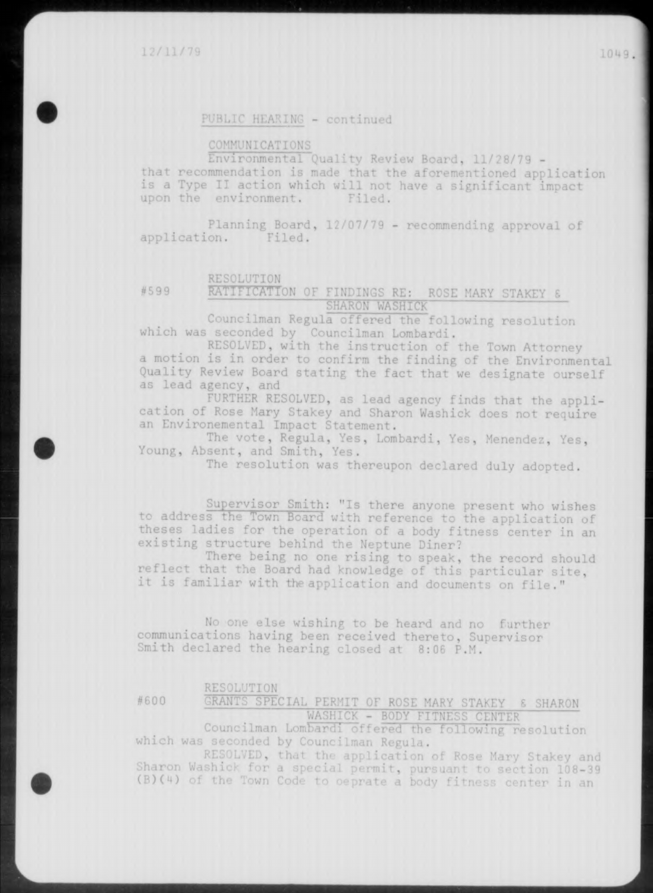PUBLIC HEARING - continued

COMMUNICATIONS

Environmental Quality Review Board, 11/28/79 - that recommendation is made that the aforementioned application is a Type II action which will not have a significant impact upon the environment. Filed.

Planning Board, 12/07/79 - recommending approval of application. Filed.

RESOLUTION

#599 RATIFICATION OF FINDINGS RE: ROSE MARY STAKEY & SHARON WASHICK

Councilman Regula offered the following resolution which was seconded by Councilman Lombardi.

RESOLVED, with the instruction of the Town Attorney a motion is in order to confirm the finding of the Environmental Quality Review Board stating the fact that we designate ourself as lead agency, and

FURTHER RESOLVED, as lead agency finds that the application of Rose Mary Stakey and Sharon Washick does not require an Environemental Impact Statement.

The vote, Regula, Yes, Lombardi, Yes, Menendez, Yes, Young, Absent, and Smith, Yes.

The resolution was thereupon declared duly adopted.

Supervisor Smith: "Is there anyone present who wishes to address the Town Board with reference to the application of theses ladies for the operation of a body fitness center in an existing structure behind the Neptune Diner?

There being no one rising to speak, the record should reflect that the Board had knowledge of this particular site, it is familiar with the application and documents on file."

No one else wishing to be heard and no further communications having been received thereto, Supervisor Smith declared the hearing closed at 8:06 P.M.

RESOLUTION

#600 GRANTS SPECIAL PERMIT OF ROSE MARY STAKEY & SHARON WASHICK - BODY FITNESS CENTER

Councilman Lombardi offered the following resolution which was seconded by Councilman Regula.

RESOLVED, that the application of Rose Mary Stakey and Sharon Washick for a special permit, pursuant to section 108-39 (B)(4) of the Town Code to oeprate a body fitness center in an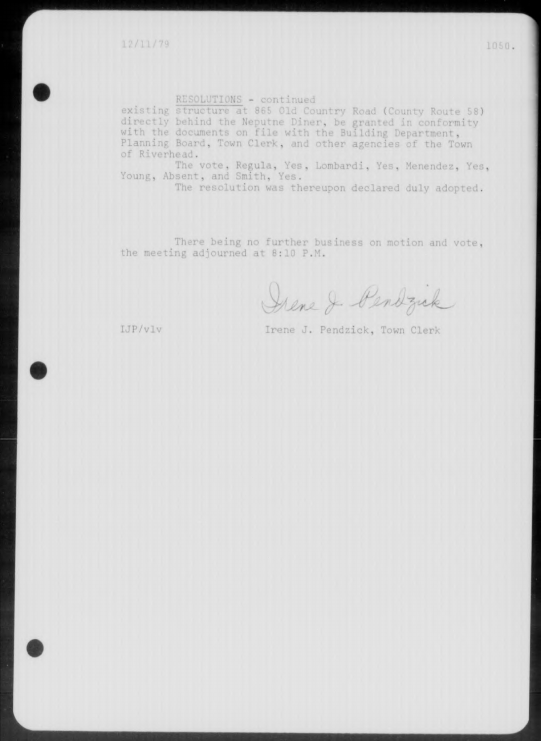RESOLUTIONS - continued

existing structure at 865 Old Country Road (County Route 58) directly behind the Neputne Diner, be granted in conformity with the documents on file with the Building Department, Planning Board, Town Clerk, and other agencies of the Town of Riverhead.

The vote, Regula, Yes, Lombardi, Yes, Menendez, Yes, Young, Absent, and Smith, Yes.

The resolution was thereupon declared duly adopted.

There being no further business on motion and vote, the meeting adjourned at 8:10 P.M.

Irene J. Pendzick

IJP/vlv

Irene J. Pendzick, Town Clerk